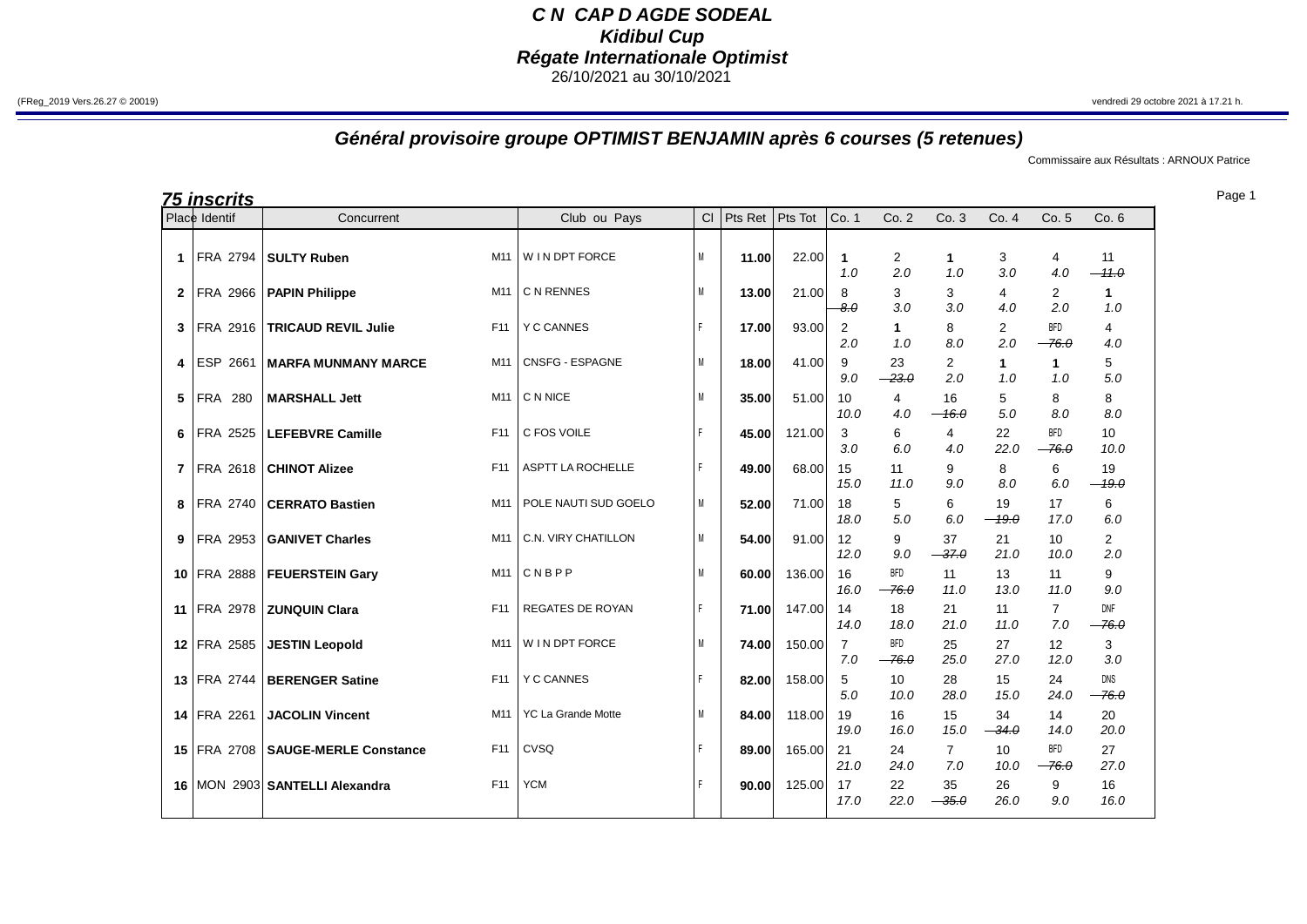# C N CAP D AGDE SODEAL
## Kidibul Cup
## Régate Internationale Optimist

26/10/2021 au 30/10/2021

(FReg_2019 Vers.26.27 © 20019)

vendredi 29 octobre 2021 à 17.21 h.

### Général provisoire groupe OPTIMIST BENJAMIN après 6 courses (5 retenues)

Commissaire aux Résultats : ARNOUX Patrice

**75 inscrits**

| Place | Identif | Concurrent | | Club ou Pays | Cl | Pts Ret | Pts Tot | Co. 1 | Co. 2 | Co. 3 | Co. 4 | Co. 5 | Co. 6 |
|---|---|---|---|---|---|---|---|---|---|---|---|---|---|
| 1 | FRA 2794 | **SULTY Ruben** | M11 | W I N DPT FORCE | M | **11.00** | 22.00 | **1** 1.0 | 2 2.0 | **1** 1.0 | 3 3.0 | 4 4.0 | 11 ~~11.0~~ |
| 2 | FRA 2966 | **PAPIN Philippe** | M11 | C N RENNES | M | **13.00** | 21.00 | 8 ~~8.0~~ | 3 3.0 | 3 3.0 | 4 4.0 | 2 2.0 | **1** 1.0 |
| 3 | FRA 2916 | **TRICAUD REVIL Julie** | F11 | Y C CANNES | F | **17.00** | 93.00 | 2 2.0 | **1** 1.0 | 8 8.0 | 2 2.0 | BFD ~~76.0~~ | 4 4.0 |
| 4 | ESP 2661 | **MARFA MUNMANY MARCE** | M11 | CNSFG - ESPAGNE | M | **18.00** | 41.00 | 9 9.0 | 23 ~~23.0~~ | 2 2.0 | **1** 1.0 | **1** 1.0 | 5 5.0 |
| 5 | FRA 280 | **MARSHALL Jett** | M11 | C N NICE | M | **35.00** | 51.00 | 10 10.0 | 4 4.0 | 16 ~~16.0~~ | 5 5.0 | 8 8.0 | 8 8.0 |
| 6 | FRA 2525 | **LEFEBVRE Camille** | F11 | C FOS VOILE | F | **45.00** | 121.00 | 3 3.0 | 6 6.0 | 4 4.0 | 22 22.0 | BFD ~~76.0~~ | 10 10.0 |
| 7 | FRA 2618 | **CHINOT Alizee** | F11 | ASPTT LA ROCHELLE | F | **49.00** | 68.00 | 15 15.0 | 11 11.0 | 9 9.0 | 8 8.0 | 6 6.0 | 19 ~~19.0~~ |
| 8 | FRA 2740 | **CERRATO Bastien** | M11 | POLE NAUTI SUD GOELO | M | **52.00** | 71.00 | 18 18.0 | 5 5.0 | 6 6.0 | 19 ~~19.0~~ | 17 17.0 | 6 6.0 |
| 9 | FRA 2953 | **GANIVET Charles** | M11 | C.N. VIRY CHATILLON | M | **54.00** | 91.00 | 12 12.0 | 9 9.0 | 37 ~~37.0~~ | 21 21.0 | 10 10.0 | 2 2.0 |
| 10 | FRA 2888 | **FEUERSTEIN Gary** | M11 | C N B P P | M | **60.00** | 136.00 | 16 16.0 | BFD ~~76.0~~ | 11 11.0 | 13 13.0 | 11 11.0 | 9 9.0 |
| 11 | FRA 2978 | **ZUNQUIN Clara** | F11 | REGATES DE ROYAN | F | **71.00** | 147.00 | 14 14.0 | 18 18.0 | 21 21.0 | 11 11.0 | 7 7.0 | DNF ~~76.0~~ |
| 12 | FRA 2585 | **JESTIN Leopold** | M11 | W I N DPT FORCE | M | **74.00** | 150.00 | 7 7.0 | BFD ~~76.0~~ | 25 25.0 | 27 27.0 | 12 12.0 | 3 3.0 |
| 13 | FRA 2744 | **BERENGER Satine** | F11 | Y C CANNES | F | **82.00** | 158.00 | 5 5.0 | 10 10.0 | 28 28.0 | 15 15.0 | 24 24.0 | DNS ~~76.0~~ |
| 14 | FRA 2261 | **JACOLIN Vincent** | M11 | YC La Grande Motte | M | **84.00** | 118.00 | 19 19.0 | 16 16.0 | 15 15.0 | 34 ~~34.0~~ | 14 14.0 | 20 20.0 |
| 15 | FRA 2708 | **SAUGE-MERLE Constance** | F11 | CVSQ | F | **89.00** | 165.00 | 21 21.0 | 24 24.0 | 7 7.0 | 10 10.0 | BFD ~~76.0~~ | 27 27.0 |
| 16 | MON 2903 | **SANTELLI Alexandra** | F11 | YCM | F | **90.00** | 125.00 | 17 17.0 | 22 22.0 | 35 ~~35.0~~ | 26 26.0 | 9 9.0 | 16 16.0 |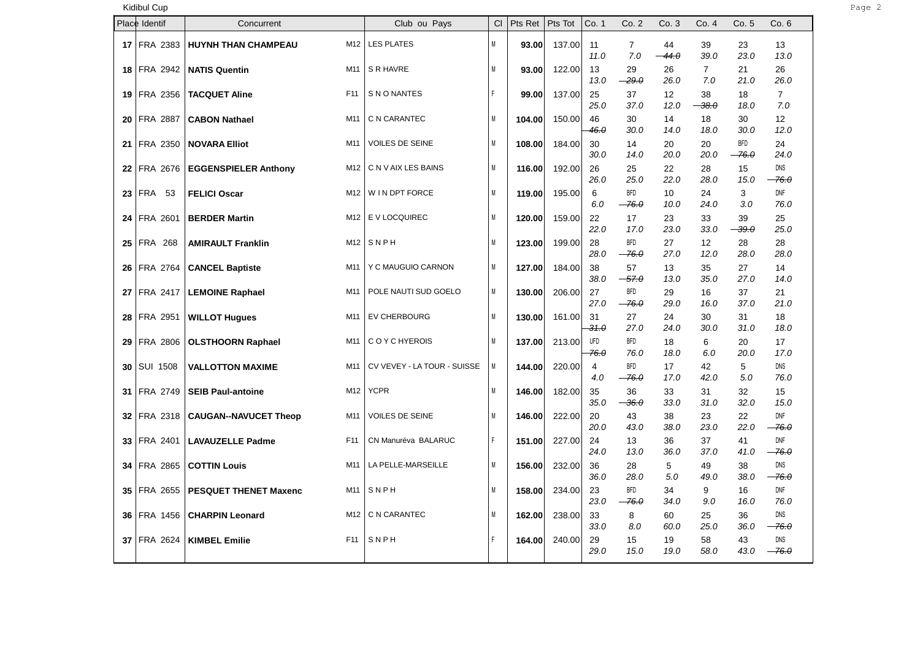| Place | Identif | Concurrent | | Club ou Pays | Cl | Pts Ret | Pts Tot | Co. 1 | Co. 2 | Co. 3 | Co. 4 | Co. 5 | Co. 6 |
|---|---|---|---|---|---|---|---|---|---|---|---|---|---|
| **17** | FRA 2383 | **HUYNH THAN CHAMPEAU** | M12 | LES PLATES | M | **93.00** | 137.00 | 11 *11.0* | 7 *7.0* | 44 ~~*44.0*~~ | 39 *39.0* | 23 *23.0* | 13 *13.0* |
| **18** | FRA 2942 | **NATIS Quentin** | M11 | S R HAVRE | M | **93.00** | 122.00 | 13 *13.0* | 29 ~~*29.0*~~ | 26 *26.0* | 7 *7.0* | 21 *21.0* | 26 *26.0* |
| **19** | FRA 2356 | **TACQUET Aline** | F11 | S N O NANTES | F | **99.00** | 137.00 | 25 *25.0* | 37 *37.0* | 12 *12.0* | 38 ~~*38.0*~~ | 18 *18.0* | 7 *7.0* |
| **20** | FRA 2887 | **CABON Nathael** | M11 | C N CARANTEC | M | **104.00** | 150.00 | 46 ~~*46.0*~~ | 30 *30.0* | 14 *14.0* | 18 *18.0* | 30 *30.0* | 12 *12.0* |
| **21** | FRA 2350 | **NOVARA Elliot** | M11 | VOILES DE SEINE | M | **108.00** | 184.00 | 30 *30.0* | 14 *14.0* | 20 *20.0* | 20 *20.0* | BFD ~~*76.0*~~ | 24 *24.0* |
| **22** | FRA 2676 | **EGGENSPIELER Anthony** | M12 | C N V AIX LES BAINS | M | **116.00** | 192.00 | 26 *26.0* | 25 *25.0* | 22 *22.0* | 28 *28.0* | 15 *15.0* | DNS ~~*76.0*~~ |
| **23** | FRA 53 | **FELICI Oscar** | M12 | W I N DPT FORCE | M | **119.00** | 195.00 | 6 *6.0* | BFD ~~*76.0*~~ | 10 *10.0* | 24 *24.0* | 3 *3.0* | DNF *76.0* |
| **24** | FRA 2601 | **BERDER Martin** | M12 | E V LOCQUIREC | M | **120.00** | 159.00 | 22 *22.0* | 17 *17.0* | 23 *23.0* | 33 *33.0* | 39 ~~*39.0*~~ | 25 *25.0* |
| **25** | FRA 268 | **AMIRAULT Franklin** | M12 | S N P H | M | **123.00** | 199.00 | 28 *28.0* | BFD ~~*76.0*~~ | 27 *27.0* | 12 *12.0* | 28 *28.0* | 28 *28.0* |
| **26** | FRA 2764 | **CANCEL Baptiste** | M11 | Y C MAUGUIO CARNON | M | **127.00** | 184.00 | 38 *38.0* | 57 ~~*57.0*~~ | 13 *13.0* | 35 *35.0* | 27 *27.0* | 14 *14.0* |
| **27** | FRA 2417 | **LEMOINE Raphael** | M11 | POLE NAUTI SUD GOELO | M | **130.00** | 206.00 | 27 *27.0* | BFD ~~*76.0*~~ | 29 *29.0* | 16 *16.0* | 37 *37.0* | 21 *21.0* |
| **28** | FRA 2951 | **WILLOT Hugues** | M11 | EV CHERBOURG | M | **130.00** | 161.00 | 31 ~~*31.0*~~ | 27 *27.0* | 24 *24.0* | 30 *30.0* | 31 *31.0* | 18 *18.0* |
| **29** | FRA 2806 | **OLSTHOORN Raphael** | M11 | C O Y C HYEROIS | M | **137.00** | 213.00 | UFD ~~*76.0*~~ | BFD *76.0* | 18 *18.0* | 6 *6.0* | 20 *20.0* | 17 *17.0* |
| **30** | SUI 1508 | **VALLOTTON MAXIME** | M11 | CV VEVEY - LA TOUR - SUISSE | M | **144.00** | 220.00 | 4 *4.0* | BFD ~~*76.0*~~ | 17 *17.0* | 42 *42.0* | 5 *5.0* | DNS *76.0* |
| **31** | FRA 2749 | **SEIB Paul-antoine** | M12 | YCPR | M | **146.00** | 182.00 | 35 *35.0* | 36 ~~*36.0*~~ | 33 *33.0* | 31 *31.0* | 32 *32.0* | 15 *15.0* |
| **32** | FRA 2318 | **CAUGAN--NAVUCET Theop** | M11 | VOILES DE SEINE | M | **146.00** | 222.00 | 20 *20.0* | 43 *43.0* | 38 *38.0* | 23 *23.0* | 22 *22.0* | DNF ~~*76.0*~~ |
| **33** | FRA 2401 | **LAVAUZELLE Padme** | F11 | CN Manuréva BALARUC | F | **151.00** | 227.00 | 24 *24.0* | 13 *13.0* | 36 *36.0* | 37 *37.0* | 41 *41.0* | DNF ~~*76.0*~~ |
| **34** | FRA 2865 | **COTTIN Louis** | M11 | LA PELLE-MARSEILLE | M | **156.00** | 232.00 | 36 *36.0* | 28 *28.0* | 5 *5.0* | 49 *49.0* | 38 *38.0* | DNS ~~*76.0*~~ |
| **35** | FRA 2655 | **PESQUET THENET Maxenc** | M11 | S N P H | M | **158.00** | 234.00 | 23 *23.0* | BFD ~~*76.0*~~ | 34 *34.0* | 9 *9.0* | 16 *16.0* | DNF *76.0* |
| **36** | FRA 1456 | **CHARPIN Leonard** | M12 | C N CARANTEC | M | **162.00** | 238.00 | 33 *33.0* | 8 *8.0* | 60 *60.0* | 25 *25.0* | 36 *36.0* | DNS ~~*76.0*~~ |
| **37** | FRA 2624 | **KIMBEL Emilie** | F11 | S N P H | F | **164.00** | 240.00 | 29 *29.0* | 15 *15.0* | 19 *19.0* | 58 *58.0* | 43 *43.0* | DNS ~~*76.0*~~ |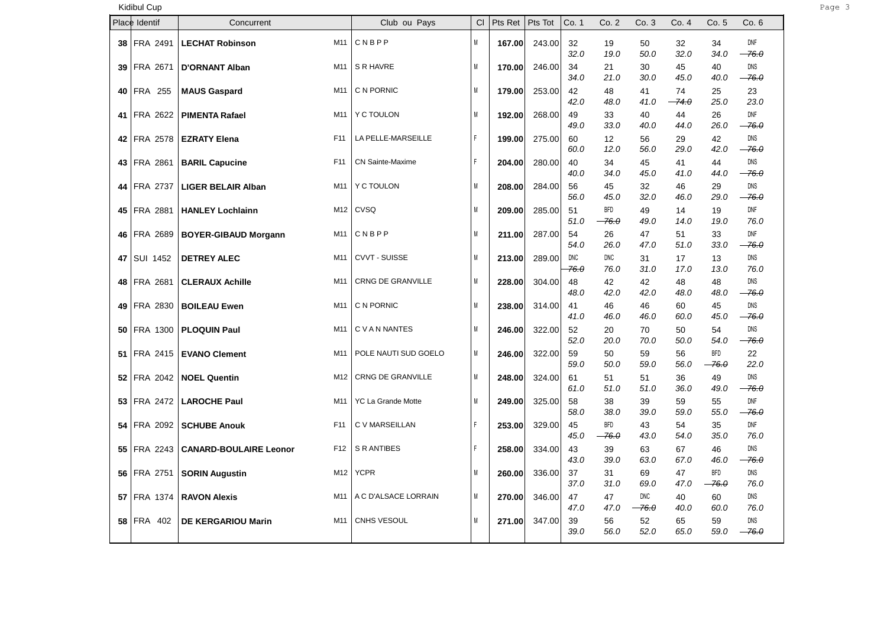Kidibul Cup

| Place | Identif | Concurrent | | Club ou Pays | Cl | Pts Ret | Pts Tot | Co. 1 | Co. 2 | Co. 3 | Co. 4 | Co. 5 | Co. 6 |
|---|---|---|---|---|---|---|---|---|---|---|---|---|---|
| **38** | FRA 2491 | **LECHAT Robinson** | M11 | C N B P P | M | **167.00** | 243.00 | 32 *32.0* | 19 *19.0* | 50 *50.0* | 32 *32.0* | 34 *34.0* | DNF ~~*76.0*~~ |
| **39** | FRA 2671 | **D'ORNANT Alban** | M11 | S R HAVRE | M | **170.00** | 246.00 | 34 *34.0* | 21 *21.0* | 30 *30.0* | 45 *45.0* | 40 *40.0* | DNS ~~*76.0*~~ |
| **40** | FRA 255 | **MAUS Gaspard** | M11 | C N PORNIC | M | **179.00** | 253.00 | 42 *42.0* | 48 *48.0* | 41 *41.0* | 74 ~~*74.0*~~ | 25 *25.0* | 23 *23.0* |
| **41** | FRA 2622 | **PIMENTA Rafael** | M11 | Y C TOULON | M | **192.00** | 268.00 | 49 *49.0* | 33 *33.0* | 40 *40.0* | 44 *44.0* | 26 *26.0* | DNF ~~*76.0*~~ |
| **42** | FRA 2578 | **EZRATY Elena** | F11 | LA PELLE-MARSEILLE | F | **199.00** | 275.00 | 60 *60.0* | 12 *12.0* | 56 *56.0* | 29 *29.0* | 42 *42.0* | DNS ~~*76.0*~~ |
| **43** | FRA 2861 | **BARIL Capucine** | F11 | CN Sainte-Maxime | F | **204.00** | 280.00 | 40 *40.0* | 34 *34.0* | 45 *45.0* | 41 *41.0* | 44 *44.0* | DNS ~~*76.0*~~ |
| **44** | FRA 2737 | **LIGER BELAIR Alban** | M11 | Y C TOULON | M | **208.00** | 284.00 | 56 *56.0* | 45 *45.0* | 32 *32.0* | 46 *46.0* | 29 *29.0* | DNS ~~*76.0*~~ |
| **45** | FRA 2881 | **HANLEY Lochlainn** | M12 | CVSQ | M | **209.00** | 285.00 | 51 *51.0* | BFD ~~*76.0*~~ | 49 *49.0* | 14 *14.0* | 19 *19.0* | DNF *76.0* |
| **46** | FRA 2689 | **BOYER-GIBAUD Morgann** | M11 | C N B P P | M | **211.00** | 287.00 | 54 *54.0* | 26 *26.0* | 47 *47.0* | 51 *51.0* | 33 *33.0* | DNF ~~*76.0*~~ |
| **47** | SUI 1452 | **DETREY ALEC** | M11 | CVVT - SUISSE | M | **213.00** | 289.00 | DNC ~~*76.0*~~ | DNC *76.0* | 31 *31.0* | 17 *17.0* | 13 *13.0* | DNS *76.0* |
| **48** | FRA 2681 | **CLERAUX Achille** | M11 | CRNG DE GRANVILLE | M | **228.00** | 304.00 | 48 *48.0* | 42 *42.0* | 42 *42.0* | 48 *48.0* | 48 *48.0* | DNS ~~*76.0*~~ |
| **49** | FRA 2830 | **BOILEAU Ewen** | M11 | C N PORNIC | M | **238.00** | 314.00 | 41 *41.0* | 46 *46.0* | 46 *46.0* | 60 *60.0* | 45 *45.0* | DNS ~~*76.0*~~ |
| **50** | FRA 1300 | **PLOQUIN Paul** | M11 | C V A N NANTES | M | **246.00** | 322.00 | 52 *52.0* | 20 *20.0* | 70 *70.0* | 50 *50.0* | 54 *54.0* | DNS ~~*76.0*~~ |
| **51** | FRA 2415 | **EVANO Clement** | M11 | POLE NAUTI SUD GOELO | M | **246.00** | 322.00 | 59 *59.0* | 50 *50.0* | 59 *59.0* | 56 *56.0* | BFD ~~*76.0*~~ | 22 *22.0* |
| **52** | FRA 2042 | **NOEL Quentin** | M12 | CRNG DE GRANVILLE | M | **248.00** | 324.00 | 61 *61.0* | 51 *51.0* | 51 *51.0* | 36 *36.0* | 49 *49.0* | DNS ~~*76.0*~~ |
| **53** | FRA 2472 | **LAROCHE Paul** | M11 | YC La Grande Motte | M | **249.00** | 325.00 | 58 *58.0* | 38 *38.0* | 39 *39.0* | 59 *59.0* | 55 *55.0* | DNF ~~*76.0*~~ |
| **54** | FRA 2092 | **SCHUBE Anouk** | F11 | C V MARSEILLAN | F | **253.00** | 329.00 | 45 *45.0* | BFD ~~*76.0*~~ | 43 *43.0* | 54 *54.0* | 35 *35.0* | DNF *76.0* |
| **55** | FRA 2243 | **CANARD-BOULAIRE Leonor** | F12 | S R ANTIBES | F | **258.00** | 334.00 | 43 *43.0* | 39 *39.0* | 63 *63.0* | 67 *67.0* | 46 *46.0* | DNS ~~*76.0*~~ |
| **56** | FRA 2751 | **SORIN Augustin** | M12 | YCPR | M | **260.00** | 336.00 | 37 *37.0* | 31 *31.0* | 69 *69.0* | 47 *47.0* | BFD ~~*76.0*~~ | DNS *76.0* |
| **57** | FRA 1374 | **RAVON Alexis** | M11 | A C D'ALSACE LORRAIN | M | **270.00** | 346.00 | 47 *47.0* | 47 *47.0* | DNC ~~*76.0*~~ | 40 *40.0* | 60 *60.0* | DNS *76.0* |
| **58** | FRA 402 | **DE KERGARIOU Marin** | M11 | CNHS VESOUL | M | **271.00** | 347.00 | 39 *39.0* | 56 *56.0* | 52 *52.0* | 65 *65.0* | 59 *59.0* | DNS ~~*76.0*~~ |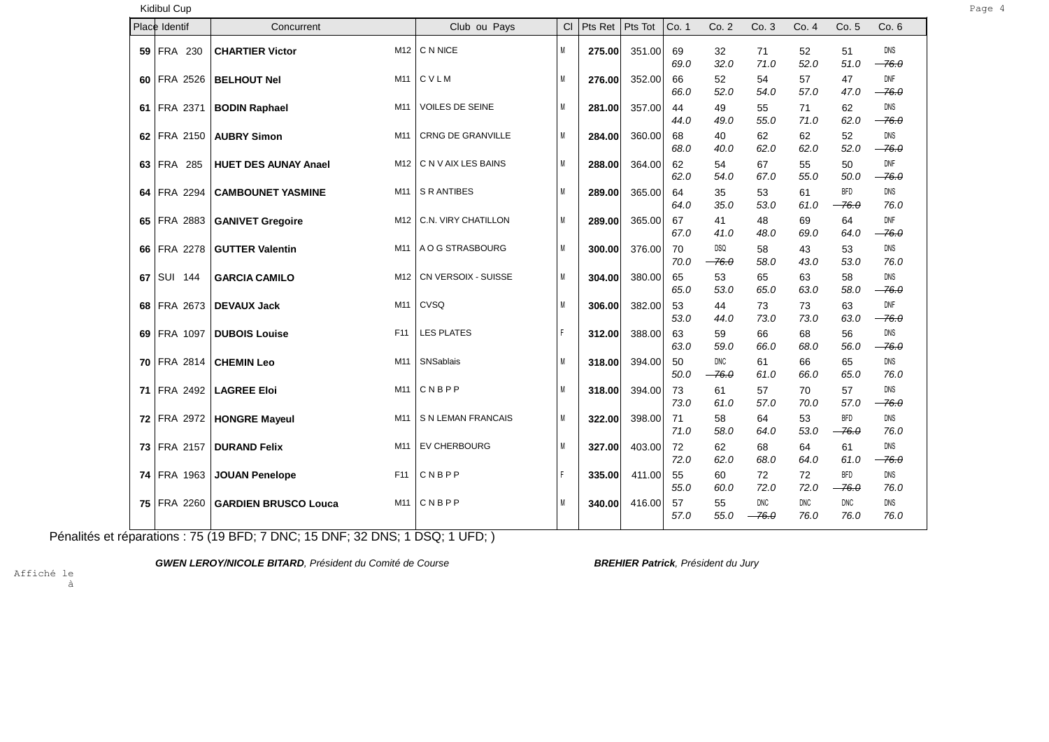Kidibul Cup

| Place | Identif | Concurrent | | Club ou Pays | Cl | Pts Ret | Pts Tot | Co. 1 | Co. 2 | Co. 3 | Co. 4 | Co. 5 | Co. 6 |
|---|---|---|---|---|---|---|---|---|---|---|---|---|---|
| **59** | FRA 230 | **CHARTIER Victor** | M12 | C N NICE | M | **275.00** | 351.00 | 69 *69.0* | 32 *32.0* | 71 *71.0* | 52 *52.0* | 51 *51.0* | DNS ~~*76.0*~~ |
| **60** | FRA 2526 | **BELHOUT Nel** | M11 | C V L M | M | **276.00** | 352.00 | 66 *66.0* | 52 *52.0* | 54 *54.0* | 57 *57.0* | 47 *47.0* | DNF ~~*76.0*~~ |
| **61** | FRA 2371 | **BODIN Raphael** | M11 | VOILES DE SEINE | M | **281.00** | 357.00 | 44 *44.0* | 49 *49.0* | 55 *55.0* | 71 *71.0* | 62 *62.0* | DNS ~~*76.0*~~ |
| **62** | FRA 2150 | **AUBRY Simon** | M11 | CRNG DE GRANVILLE | M | **284.00** | 360.00 | 68 *68.0* | 40 *40.0* | 62 *62.0* | 62 *62.0* | 52 *52.0* | DNS ~~*76.0*~~ |
| **63** | FRA 285 | **HUET DES AUNAY Anael** | M12 | C N V AIX LES BAINS | M | **288.00** | 364.00 | 62 *62.0* | 54 *54.0* | 67 *67.0* | 55 *55.0* | 50 *50.0* | DNF ~~*76.0*~~ |
| **64** | FRA 2294 | **CAMBOUNET YASMINE** | M11 | S R ANTIBES | M | **289.00** | 365.00 | 64 *64.0* | 35 *35.0* | 53 *53.0* | 61 *61.0* | BFD ~~*76.0*~~ | DNS *76.0* |
| **65** | FRA 2883 | **GANIVET Gregoire** | M12 | C.N. VIRY CHATILLON | M | **289.00** | 365.00 | 67 *67.0* | 41 *41.0* | 48 *48.0* | 69 *69.0* | 64 *64.0* | DNF ~~*76.0*~~ |
| **66** | FRA 2278 | **GUTTER Valentin** | M11 | A O G STRASBOURG | M | **300.00** | 376.00 | 70 *70.0* | DSQ ~~*76.0*~~ | 58 *58.0* | 43 *43.0* | 53 *53.0* | DNS *76.0* |
| **67** | SUI 144 | **GARCIA CAMILO** | M12 | CN VERSOIX - SUISSE | M | **304.00** | 380.00 | 65 *65.0* | 53 *53.0* | 65 *65.0* | 63 *63.0* | 58 *58.0* | DNS ~~*76.0*~~ |
| **68** | FRA 2673 | **DEVAUX Jack** | M11 | CVSQ | M | **306.00** | 382.00 | 53 *53.0* | 44 *44.0* | 73 *73.0* | 73 *73.0* | 63 *63.0* | DNF ~~*76.0*~~ |
| **69** | FRA 1097 | **DUBOIS Louise** | F11 | LES PLATES | F | **312.00** | 388.00 | 63 *63.0* | 59 *59.0* | 66 *66.0* | 68 *68.0* | 56 *56.0* | DNS ~~*76.0*~~ |
| **70** | FRA 2814 | **CHEMIN Leo** | M11 | SNSablais | M | **318.00** | 394.00 | 50 *50.0* | DNC ~~*76.0*~~ | 61 *61.0* | 66 *66.0* | 65 *65.0* | DNS *76.0* |
| **71** | FRA 2492 | **LAGREE Eloi** | M11 | C N B P P | M | **318.00** | 394.00 | 73 *73.0* | 61 *61.0* | 57 *57.0* | 70 *70.0* | 57 *57.0* | DNS ~~*76.0*~~ |
| **72** | FRA 2972 | **HONGRE Mayeul** | M11 | S N LEMAN FRANCAIS | M | **322.00** | 398.00 | 71 *71.0* | 58 *58.0* | 64 *64.0* | 53 *53.0* | BFD ~~*76.0*~~ | DNS *76.0* |
| **73** | FRA 2157 | **DURAND Felix** | M11 | EV CHERBOURG | M | **327.00** | 403.00 | 72 *72.0* | 62 *62.0* | 68 *68.0* | 64 *64.0* | 61 *61.0* | DNS ~~*76.0*~~ |
| **74** | FRA 1963 | **JOUAN Penelope** | F11 | C N B P P | F | **335.00** | 411.00 | 55 *55.0* | 60 *60.0* | 72 *72.0* | 72 *72.0* | BFD ~~*76.0*~~ | DNS *76.0* |
| **75** | FRA 2260 | **GARDIEN BRUSCO Louca** | M11 | C N B P P | M | **340.00** | 416.00 | 57 *57.0* | 55 *55.0* | DNC ~~*76.0*~~ | DNC *76.0* | DNC *76.0* | DNS *76.0* |

Pénalités et réparations : 75 (19 BFD; 7 DNC; 15 DNF; 32 DNS; 1 DSQ; 1 UFD; )

***GWEN LEROY/NICOLE BITARD**, Président du Comité de Course*

***BREHIER Patrick**, Président du Jury*

Affiché le
à